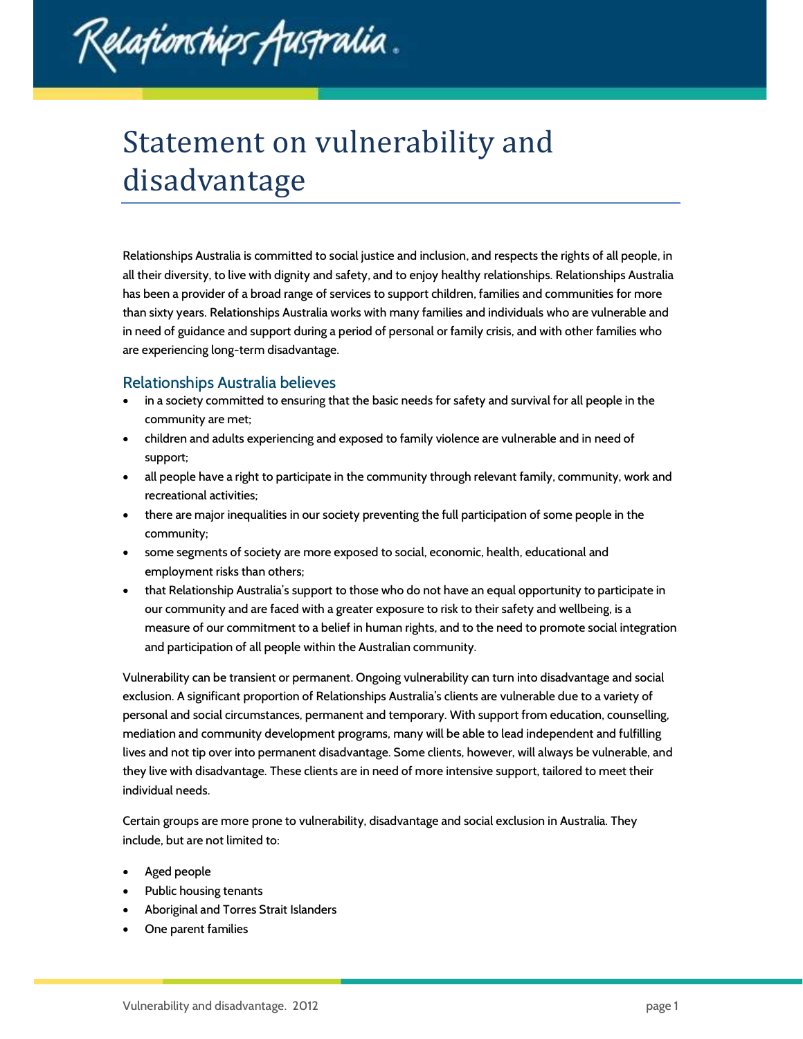# Statement on vulnerability and disadvantage

Relationships Australia is committed to social justice and inclusion, and respects the rights of all people, in all their diversity, to live with dignity and safety, and to enjoy healthy relationships. Relationships Australia has been a provider of a broad range of services to support children, families and communities for more than sixty years. Relationships Australia works with many families and individuals who are vulnerable and in need of guidance and support during a period of personal or family crisis, and with other families who are experiencing long-term disadvantage.

## Relationships Australia believes

- in a society committed to ensuring that the basic needs for safety and survival for all people in the community are met;
- children and adults experiencing and exposed to family violence are vulnerable and in need of support;
- all people have a right to participate in the community through relevant family, community, work and recreational activities;
- there are major inequalities in our society preventing the full participation of some people in the community;
- some segments of society are more exposed to social, economic, health, educational and employment risks than others;
- that Relationship Australia's support to those who do not have an equal opportunity to participate in our community and are faced with a greater exposure to risk to their safety and wellbeing, is a measure of our commitment to a belief in human rights, and to the need to promote social integration and participation of all people within the Australian community.

Vulnerability can be transient or permanent. Ongoing vulnerability can turn into disadvantage and social exclusion. A significant proportion of Relationships Australia's clients are vulnerable due to a variety of personal and social circumstances, permanent and temporary. With support from education, counselling, mediation and community development programs, many will be able to lead independent and fulfilling lives and not tip over into permanent disadvantage. Some clients, however, will always be vulnerable, and they live with disadvantage. These clients are in need of more intensive support, tailored to meet their individual needs.

Certain groups are more prone to vulnerability, disadvantage and social exclusion in Australia. They include, but are not limited to:

- Aged people
- Public housing tenants
- Aboriginal and Torres Strait Islanders
- One parent families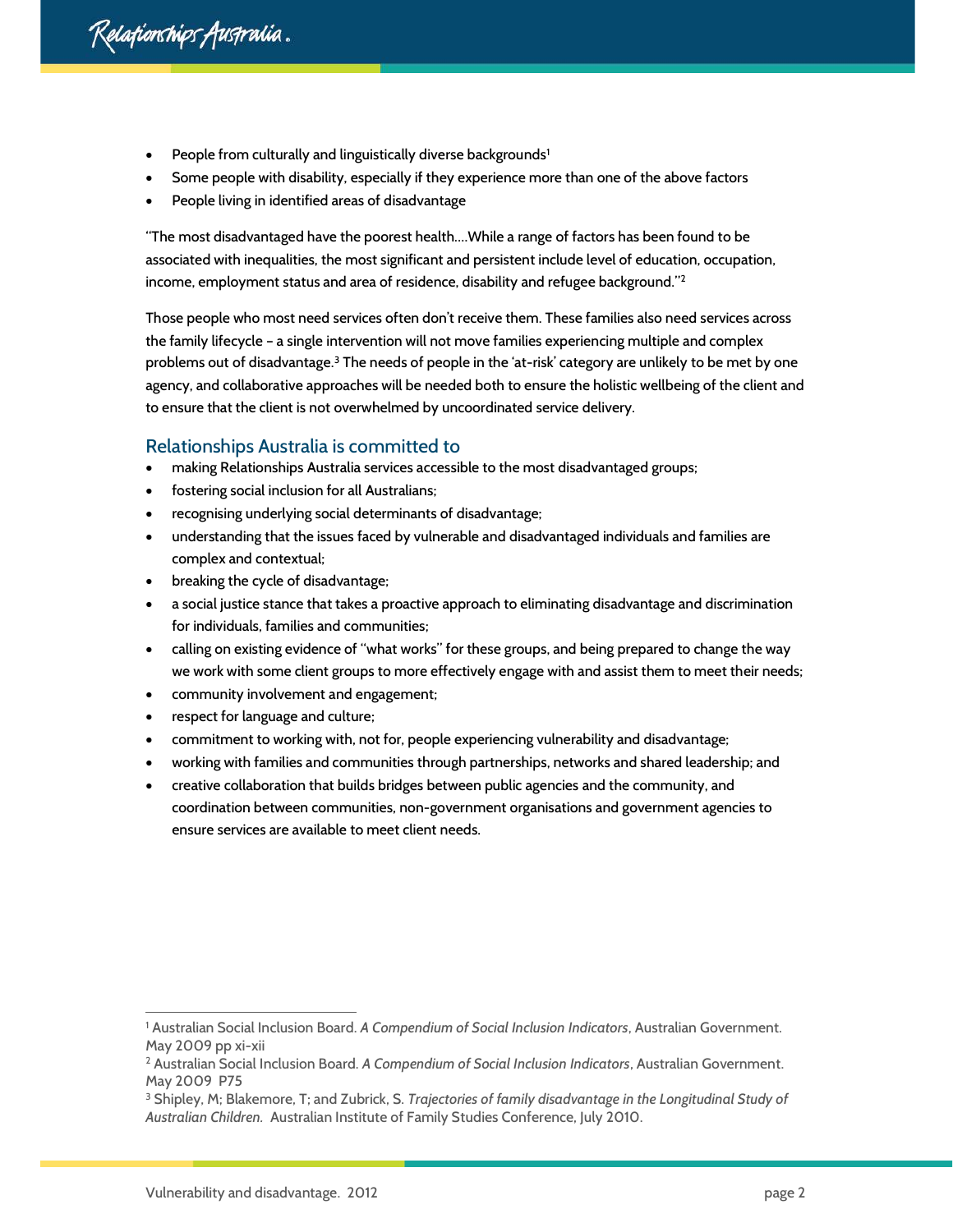- People from culturally and linguistically diverse backgrounds[1]
- Some people with disability, especially if they experience more than one of the above factors
- People living in identified areas of disadvantage

"The most disadvantaged have the poorest health….While a range of factors has been found to be associated with inequalities, the most significant and persistent include level of education, occupation, income, employment status and area of residence, disability and refugee background."[2]

Those people who most need services often don't receive them. These families also need services across the family lifecycle – a single intervention will not move families experiencing multiple and complex problems out of disadvantage.[3] The needs of people in the 'at-risk' category are unlikely to be met by one agency, and collaborative approaches will be needed both to ensure the holistic wellbeing of the client and to ensure that the client is not overwhelmed by uncoordinated service delivery.

## Relationships Australia is committed to

- making Relationships Australia services accessible to the most disadvantaged groups;
- fostering social inclusion for all Australians;
- recognising underlying social determinants of disadvantage;
- understanding that the issues faced by vulnerable and disadvantaged individuals and families are complex and contextual;
- breaking the cycle of disadvantage;
- a social justice stance that takes a proactive approach to eliminating disadvantage and discrimination for individuals, families and communities;
- calling on existing evidence of "what works" for these groups, and being prepared to change the way we work with some client groups to more effectively engage with and assist them to meet their needs;
- community involvement and engagement;
- respect for language and culture;
- commitment to working with, not for, people experiencing vulnerability and disadvantage;
- working with families and communities through partnerships, networks and shared leadership; and
- creative collaboration that builds bridges between public agencies and the community, and coordination between communities, non-government organisations and government agencies to ensure services are available to meet client needs.

---

[1] Australian Social Inclusion Board. *A Compendium of Social Inclusion Indicators*, Australian Government. May 2009 pp xi-xii

[2] Australian Social Inclusion Board. *A Compendium of Social Inclusion Indicators*, Australian Government. May 2009 P75

[3] Shipley, M; Blakemore, T; and Zubrick, S. *Trajectories of family disadvantage in the Longitudinal Study of Australian Children.* Australian Institute of Family Studies Conference, July 2010.